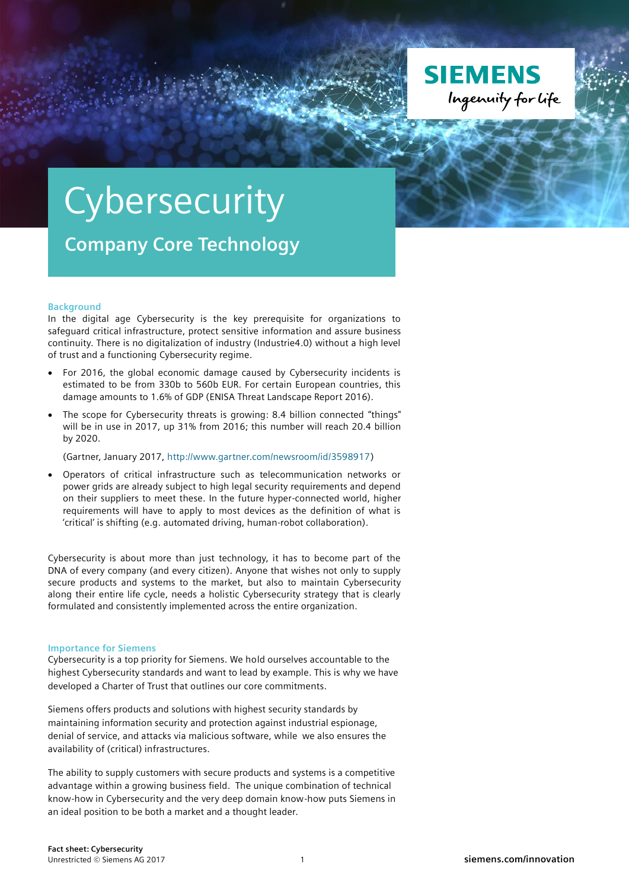# Cybersecurity

## Company Core Technology

### Background

In the digital age Cybersecurity is the key prerequisite for organizations to safeguard critical infrastructure, protect sensitive information and assure business continuity. There is no digitalization of industry (Industrie4.0) without a high level of trust and a functioning Cybersecurity regime.

- For 2016, the global economic damage caused by Cybersecurity incidents is estimated to be from 330b to 560b EUR. For certain European countries, this damage amounts to 1.6% of GDP (ENISA Threat Landscape Report 2016).
- The scope for Cybersecurity threats is growing: 8.4 billion connected "things" will be in use in 2017, up 31% from 2016; this number will reach 20.4 billion by 2020.

  (Gartner, January 2017, http://www.gartner.com/newsroom/id/3598917)
- Operators of critical infrastructure such as telecommunication networks or power grids are already subject to high legal security requirements and depend on their suppliers to meet these. In the future hyper-connected world, higher requirements will have to apply to most devices as the definition of what is 'critical' is shifting (e.g. automated driving, human-robot collaboration).

Cybersecurity is about more than just technology, it has to become part of the DNA of every company (and every citizen). Anyone that wishes not only to supply secure products and systems to the market, but also to maintain Cybersecurity along their entire life cycle, needs a holistic Cybersecurity strategy that is clearly formulated and consistently implemented across the entire organization.

### Importance for Siemens

Cybersecurity is a top priority for Siemens. We hold ourselves accountable to the highest Cybersecurity standards and want to lead by example. This is why we have developed a Charter of Trust that outlines our core commitments.

Siemens offers products and solutions with highest security standards by maintaining information security and protection against industrial espionage, denial of service, and attacks via malicious software, while we also ensures the availability of (critical) infrastructures.

The ability to supply customers with secure products and systems is a competitive advantage within a growing business field. The unique combination of technical know-how in Cybersecurity and the very deep domain know-how puts Siemens in an ideal position to be both a market and a thought leader.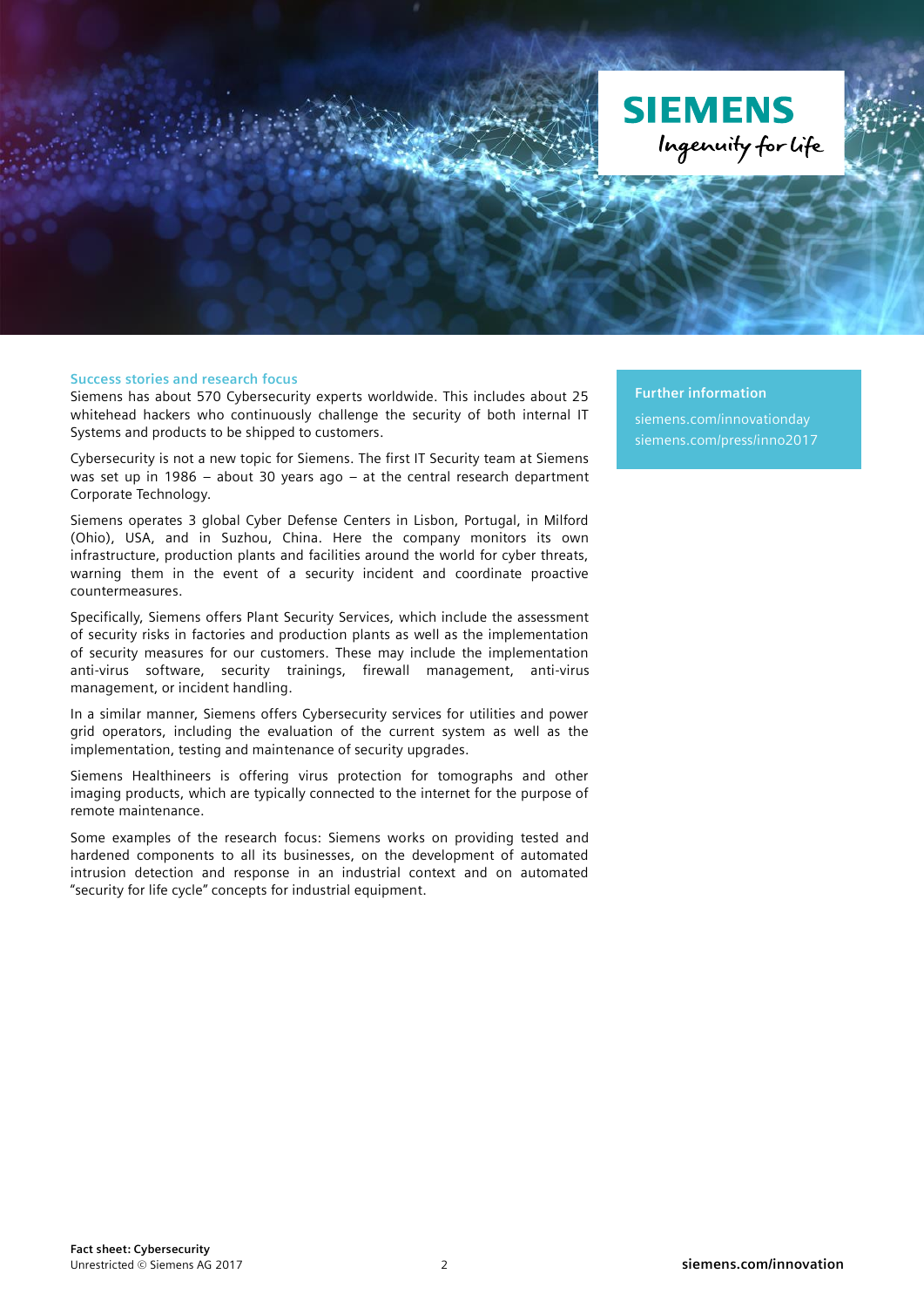## Success stories and research focus

Siemens has about 570 Cybersecurity experts worldwide. This includes about 25 whitehead hackers who continuously challenge the security of both internal IT Systems and products to be shipped to customers.

Cybersecurity is not a new topic for Siemens. The first IT Security team at Siemens was set up in 1986 – about 30 years ago – at the central research department Corporate Technology.

Siemens operates 3 global Cyber Defense Centers in Lisbon, Portugal, in Milford (Ohio), USA, and in Suzhou, China. Here the company monitors its own infrastructure, production plants and facilities around the world for cyber threats, warning them in the event of a security incident and coordinate proactive countermeasures.

Specifically, Siemens offers Plant Security Services, which include the assessment of security risks in factories and production plants as well as the implementation of security measures for our customers. These may include the implementation anti-virus software, security trainings, firewall management, anti-virus management, or incident handling.

In a similar manner, Siemens offers Cybersecurity services for utilities and power grid operators, including the evaluation of the current system as well as the implementation, testing and maintenance of security upgrades.

Siemens Healthineers is offering virus protection for tomographs and other imaging products, which are typically connected to the internet for the purpose of remote maintenance.

Some examples of the research focus: Siemens works on providing tested and hardened components to all its businesses, on the development of automated intrusion detection and response in an industrial context and on automated "security for life cycle" concepts for industrial equipment.

**Further information**

siemens.com/innovationday
siemens.com/press/inno2017